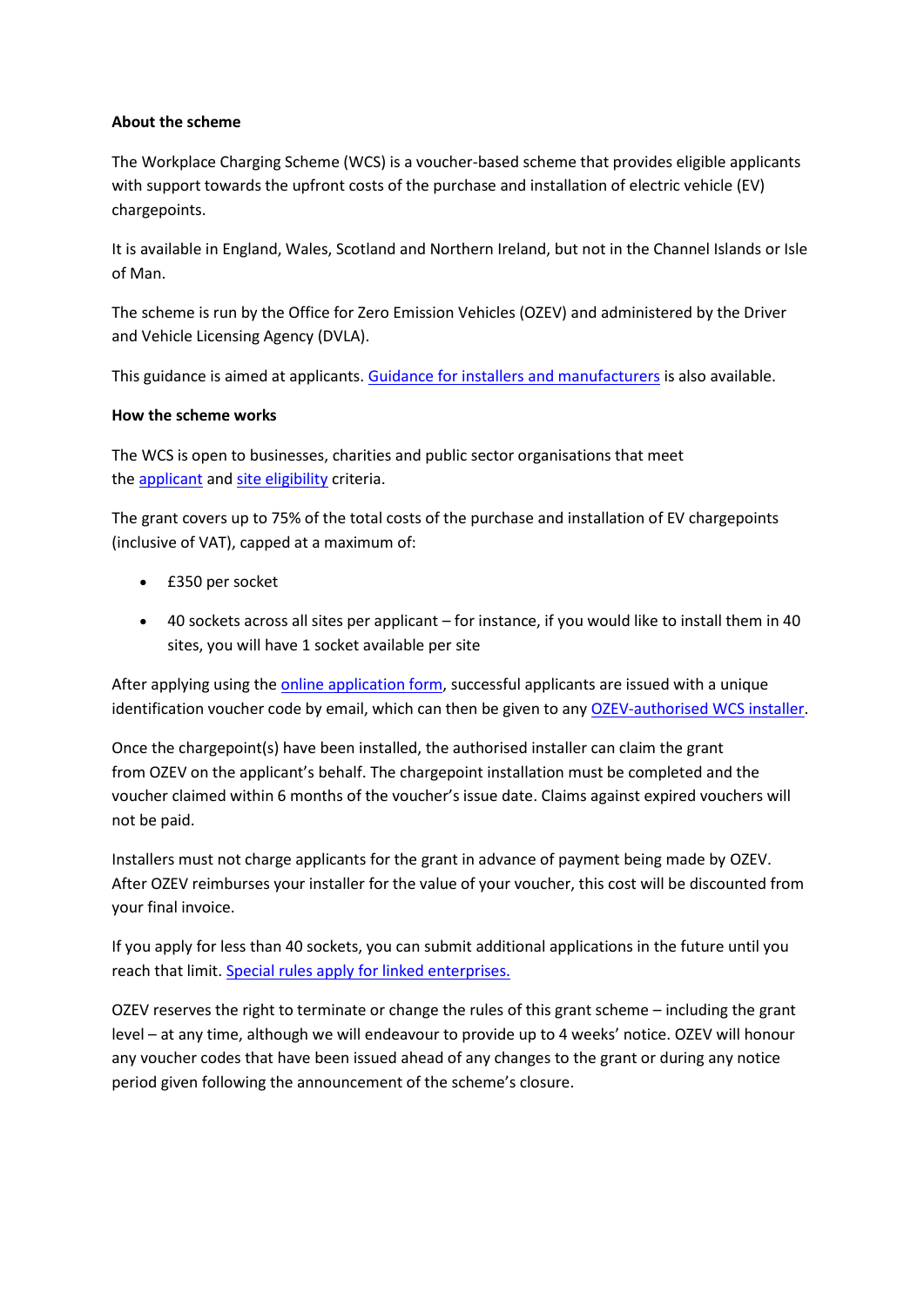**About the scheme**

The Workplace Charging Scheme (WCS) is a voucher-based scheme that provides eligible applicants with support towards the upfront costs of the purchase and installation of electric vehicle (EV) chargepoints.

It is available in England, Wales, Scotland and Northern Ireland, but not in the Channel Islands or Isle of Man.

The scheme is run by the Office for Zero Emission Vehicles (OZEV) and administered by the Driver and Vehicle Licensing Agency (DVLA).

This guidance is aimed at applicants. Guidance for installers and manufacturers is also available.

**How the scheme works**

The WCS is open to businesses, charities and public sector organisations that meet the applicant and site eligibility criteria.

The grant covers up to 75% of the total costs of the purchase and installation of EV chargepoints (inclusive of VAT), capped at a maximum of:

- £350 per socket
- 40 sockets across all sites per applicant – for instance, if you would like to install them in 40 sites, you will have 1 socket available per site

After applying using the online application form, successful applicants are issued with a unique identification voucher code by email, which can then be given to any OZEV-authorised WCS installer.

Once the chargepoint(s) have been installed, the authorised installer can claim the grant from OZEV on the applicant's behalf. The chargepoint installation must be completed and the voucher claimed within 6 months of the voucher's issue date. Claims against expired vouchers will not be paid.

Installers must not charge applicants for the grant in advance of payment being made by OZEV. After OZEV reimburses your installer for the value of your voucher, this cost will be discounted from your final invoice.

If you apply for less than 40 sockets, you can submit additional applications in the future until you reach that limit. Special rules apply for linked enterprises.

OZEV reserves the right to terminate or change the rules of this grant scheme – including the grant level – at any time, although we will endeavour to provide up to 4 weeks' notice. OZEV will honour any voucher codes that have been issued ahead of any changes to the grant or during any notice period given following the announcement of the scheme's closure.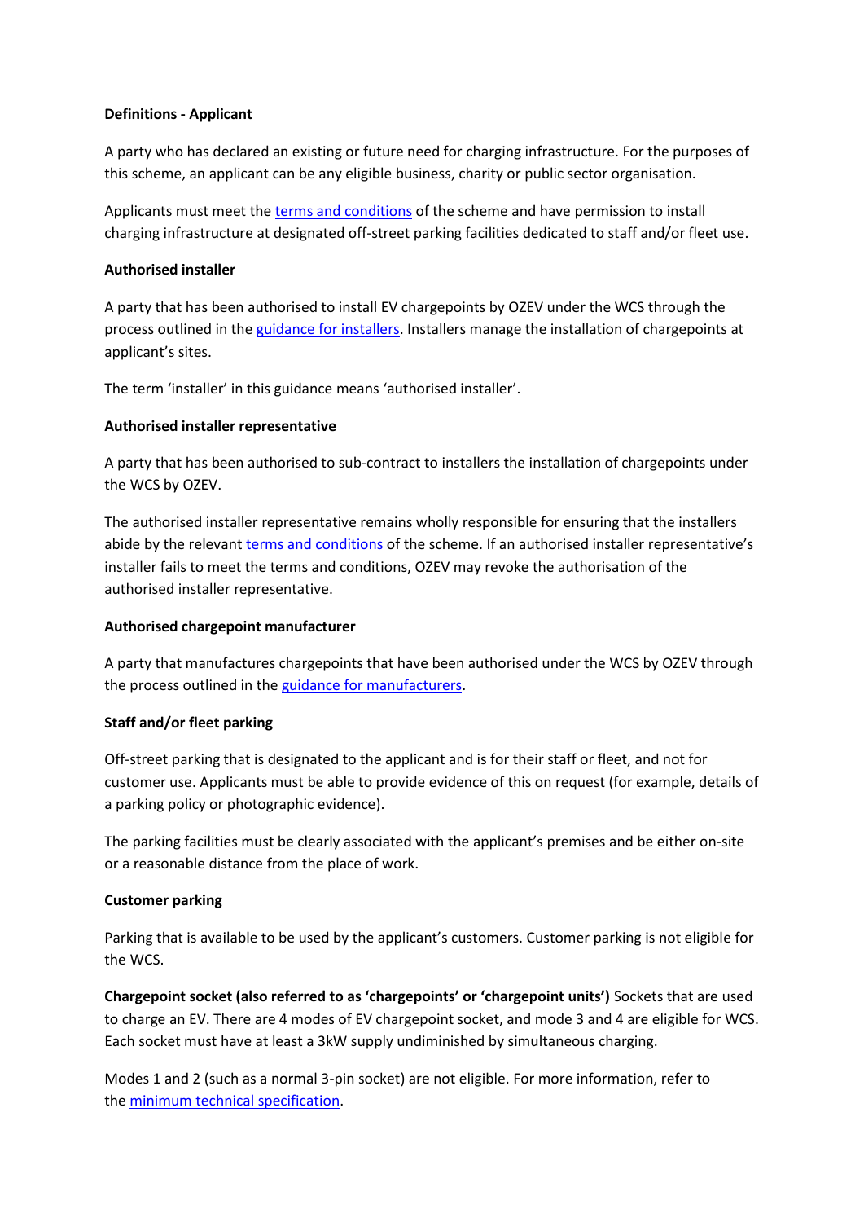**Definitions - Applicant**

A party who has declared an existing or future need for charging infrastructure. For the purposes of this scheme, an applicant can be any eligible business, charity or public sector organisation.

Applicants must meet the terms and conditions of the scheme and have permission to install charging infrastructure at designated off-street parking facilities dedicated to staff and/or fleet use.

**Authorised installer**

A party that has been authorised to install EV chargepoints by OZEV under the WCS through the process outlined in the guidance for installers. Installers manage the installation of chargepoints at applicant's sites.

The term 'installer' in this guidance means 'authorised installer'.

**Authorised installer representative**

A party that has been authorised to sub-contract to installers the installation of chargepoints under the WCS by OZEV.

The authorised installer representative remains wholly responsible for ensuring that the installers abide by the relevant terms and conditions of the scheme. If an authorised installer representative's installer fails to meet the terms and conditions, OZEV may revoke the authorisation of the authorised installer representative.

**Authorised chargepoint manufacturer**

A party that manufactures chargepoints that have been authorised under the WCS by OZEV through the process outlined in the guidance for manufacturers.

**Staff and/or fleet parking**

Off-street parking that is designated to the applicant and is for their staff or fleet, and not for customer use. Applicants must be able to provide evidence of this on request (for example, details of a parking policy or photographic evidence).

The parking facilities must be clearly associated with the applicant's premises and be either on-site or a reasonable distance from the place of work.

**Customer parking**

Parking that is available to be used by the applicant's customers. Customer parking is not eligible for the WCS.

**Chargepoint socket (also referred to as 'chargepoints' or 'chargepoint units')** Sockets that are used to charge an EV. There are 4 modes of EV chargepoint socket, and mode 3 and 4 are eligible for WCS. Each socket must have at least a 3kW supply undiminished by simultaneous charging.

Modes 1 and 2 (such as a normal 3-pin socket) are not eligible. For more information, refer to the minimum technical specification.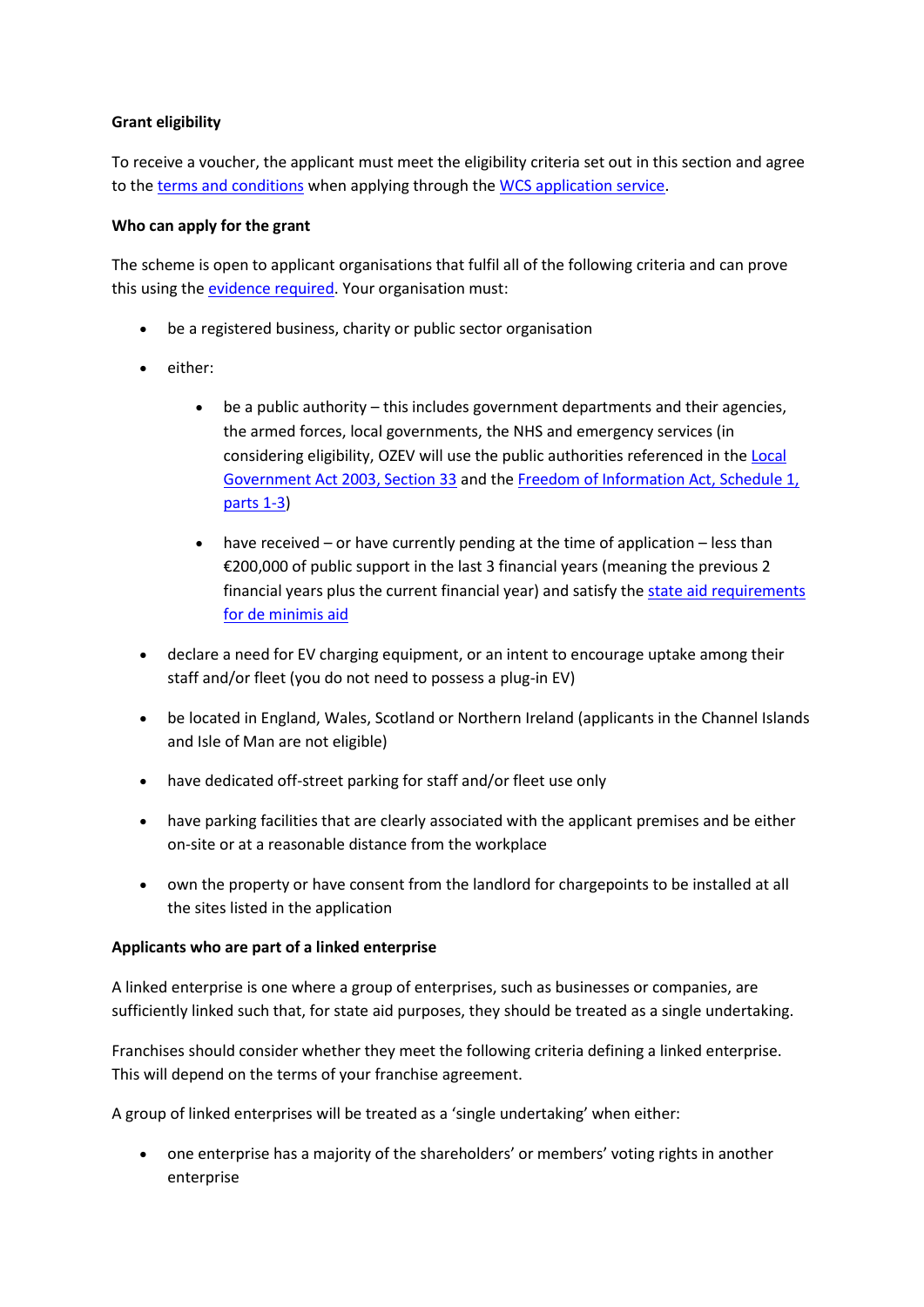**Grant eligibility**

To receive a voucher, the applicant must meet the eligibility criteria set out in this section and agree to the terms and conditions when applying through the WCS application service.

**Who can apply for the grant**

The scheme is open to applicant organisations that fulfil all of the following criteria and can prove this using the evidence required. Your organisation must:

- be a registered business, charity or public sector organisation
- either:
  - be a public authority – this includes government departments and their agencies, the armed forces, local governments, the NHS and emergency services (in considering eligibility, OZEV will use the public authorities referenced in the Local Government Act 2003, Section 33 and the Freedom of Information Act, Schedule 1, parts 1-3)
  - have received – or have currently pending at the time of application – less than €200,000 of public support in the last 3 financial years (meaning the previous 2 financial years plus the current financial year) and satisfy the state aid requirements for de minimis aid
- declare a need for EV charging equipment, or an intent to encourage uptake among their staff and/or fleet (you do not need to possess a plug-in EV)
- be located in England, Wales, Scotland or Northern Ireland (applicants in the Channel Islands and Isle of Man are not eligible)
- have dedicated off-street parking for staff and/or fleet use only
- have parking facilities that are clearly associated with the applicant premises and be either on-site or at a reasonable distance from the workplace
- own the property or have consent from the landlord for chargepoints to be installed at all the sites listed in the application

**Applicants who are part of a linked enterprise**

A linked enterprise is one where a group of enterprises, such as businesses or companies, are sufficiently linked such that, for state aid purposes, they should be treated as a single undertaking.

Franchises should consider whether they meet the following criteria defining a linked enterprise. This will depend on the terms of your franchise agreement.

A group of linked enterprises will be treated as a 'single undertaking' when either:

- one enterprise has a majority of the shareholders' or members' voting rights in another enterprise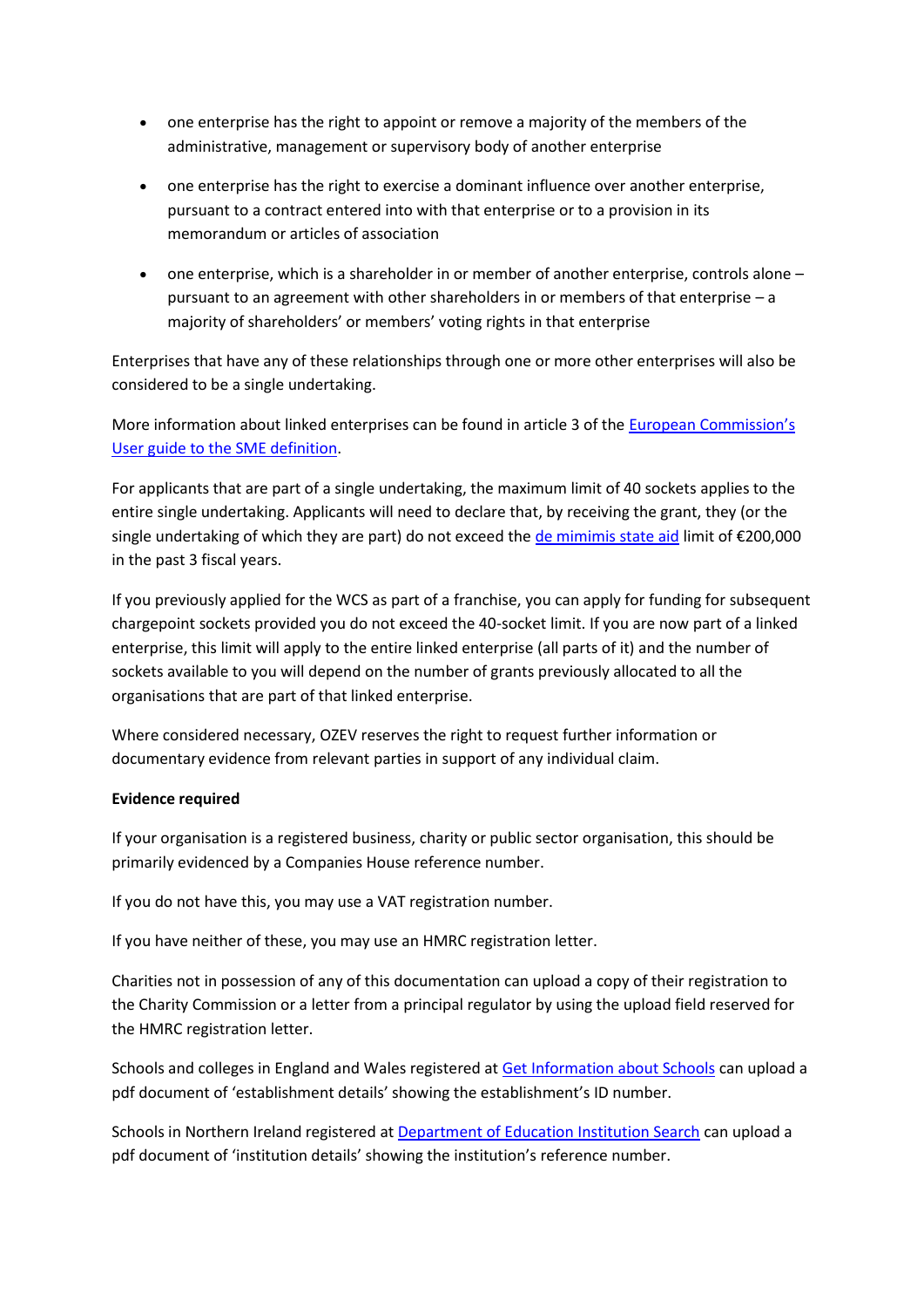- one enterprise has the right to appoint or remove a majority of the members of the administrative, management or supervisory body of another enterprise
- one enterprise has the right to exercise a dominant influence over another enterprise, pursuant to a contract entered into with that enterprise or to a provision in its memorandum or articles of association
- one enterprise, which is a shareholder in or member of another enterprise, controls alone – pursuant to an agreement with other shareholders in or members of that enterprise – a majority of shareholders' or members' voting rights in that enterprise

Enterprises that have any of these relationships through one or more other enterprises will also be considered to be a single undertaking.

More information about linked enterprises can be found in article 3 of the European Commission's User guide to the SME definition.

For applicants that are part of a single undertaking, the maximum limit of 40 sockets applies to the entire single undertaking. Applicants will need to declare that, by receiving the grant, they (or the single undertaking of which they are part) do not exceed the de mimimis state aid limit of €200,000 in the past 3 fiscal years.

If you previously applied for the WCS as part of a franchise, you can apply for funding for subsequent chargepoint sockets provided you do not exceed the 40-socket limit. If you are now part of a linked enterprise, this limit will apply to the entire linked enterprise (all parts of it) and the number of sockets available to you will depend on the number of grants previously allocated to all the organisations that are part of that linked enterprise.

Where considered necessary, OZEV reserves the right to request further information or documentary evidence from relevant parties in support of any individual claim.

**Evidence required**

If your organisation is a registered business, charity or public sector organisation, this should be primarily evidenced by a Companies House reference number.

If you do not have this, you may use a VAT registration number.

If you have neither of these, you may use an HMRC registration letter.

Charities not in possession of any of this documentation can upload a copy of their registration to the Charity Commission or a letter from a principal regulator by using the upload field reserved for the HMRC registration letter.

Schools and colleges in England and Wales registered at Get Information about Schools can upload a pdf document of 'establishment details' showing the establishment's ID number.

Schools in Northern Ireland registered at Department of Education Institution Search can upload a pdf document of 'institution details' showing the institution's reference number.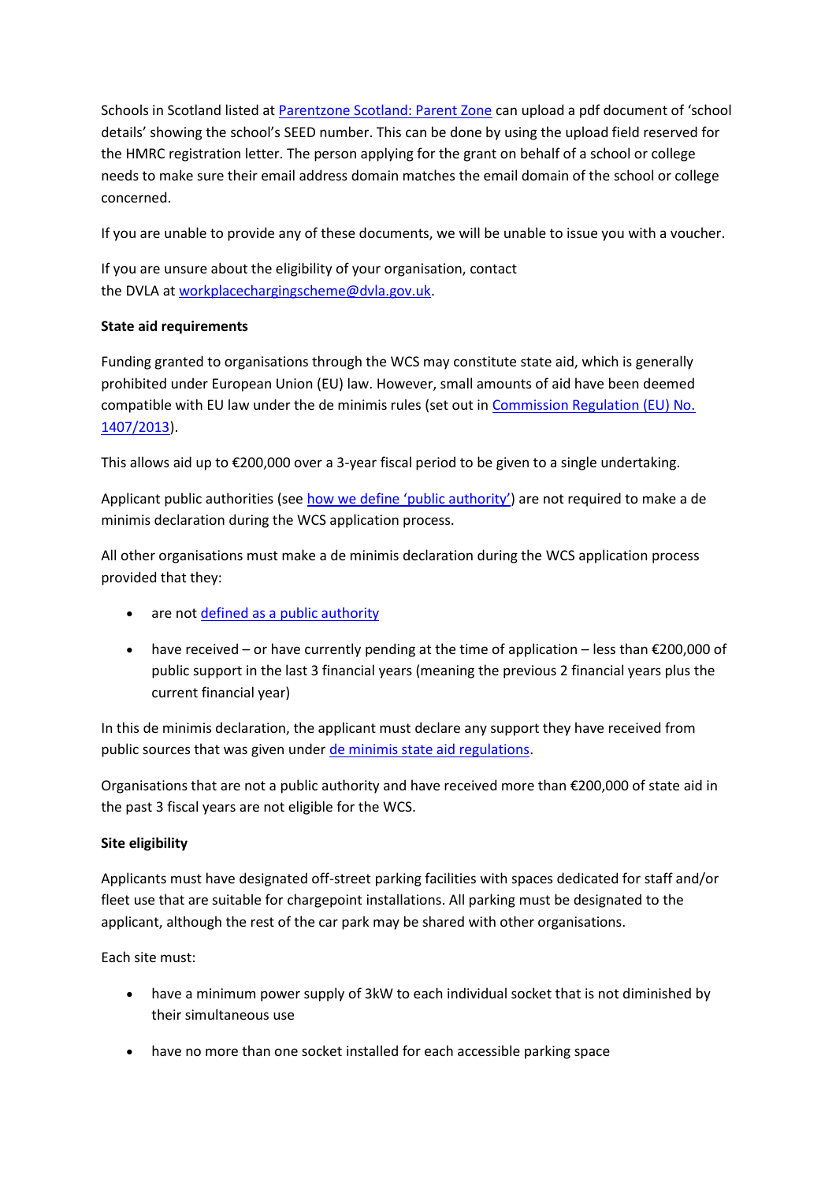Schools in Scotland listed at [Parentzone Scotland: Parent Zone] can upload a pdf document of 'school details' showing the school's SEED number. This can be done by using the upload field reserved for the HMRC registration letter. The person applying for the grant on behalf of a school or college needs to make sure their email address domain matches the email domain of the school or college concerned.

If you are unable to provide any of these documents, we will be unable to issue you with a voucher.

If you are unsure about the eligibility of your organisation, contact the DVLA at workplacechargingscheme@dvla.gov.uk.

**State aid requirements**

Funding granted to organisations through the WCS may constitute state aid, which is generally prohibited under European Union (EU) law. However, small amounts of aid have been deemed compatible with EU law under the de minimis rules (set out in Commission Regulation (EU) No. 1407/2013).

This allows aid up to €200,000 over a 3-year fiscal period to be given to a single undertaking.

Applicant public authorities (see how we define 'public authority') are not required to make a de minimis declaration during the WCS application process.

All other organisations must make a de minimis declaration during the WCS application process provided that they:

- are not defined as a public authority
- have received – or have currently pending at the time of application – less than €200,000 of public support in the last 3 financial years (meaning the previous 2 financial years plus the current financial year)

In this de minimis declaration, the applicant must declare any support they have received from public sources that was given under de minimis state aid regulations.

Organisations that are not a public authority and have received more than €200,000 of state aid in the past 3 fiscal years are not eligible for the WCS.

**Site eligibility**

Applicants must have designated off-street parking facilities with spaces dedicated for staff and/or fleet use that are suitable for chargepoint installations. All parking must be designated to the applicant, although the rest of the car park may be shared with other organisations.

Each site must:

- have a minimum power supply of 3kW to each individual socket that is not diminished by their simultaneous use
- have no more than one socket installed for each accessible parking space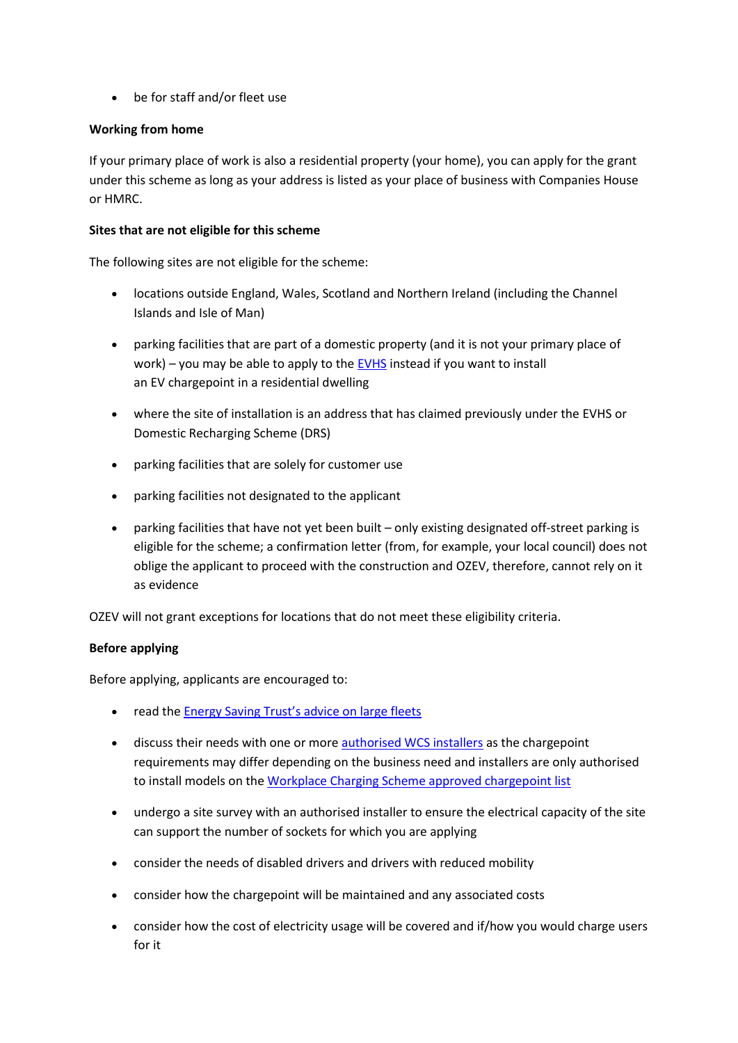- be for staff and/or fleet use

**Working from home**

If your primary place of work is also a residential property (your home), you can apply for the grant under this scheme as long as your address is listed as your place of business with Companies House or HMRC.

**Sites that are not eligible for this scheme**

The following sites are not eligible for the scheme:

- locations outside England, Wales, Scotland and Northern Ireland (including the Channel Islands and Isle of Man)
- parking facilities that are part of a domestic property (and it is not your primary place of work) – you may be able to apply to the EVHS instead if you want to install an EV chargepoint in a residential dwelling
- where the site of installation is an address that has claimed previously under the EVHS or Domestic Recharging Scheme (DRS)
- parking facilities that are solely for customer use
- parking facilities not designated to the applicant
- parking facilities that have not yet been built – only existing designated off-street parking is eligible for the scheme; a confirmation letter (from, for example, your local council) does not oblige the applicant to proceed with the construction and OZEV, therefore, cannot rely on it as evidence

OZEV will not grant exceptions for locations that do not meet these eligibility criteria.

**Before applying**

Before applying, applicants are encouraged to:

- read the Energy Saving Trust's advice on large fleets
- discuss their needs with one or more authorised WCS installers as the chargepoint requirements may differ depending on the business need and installers are only authorised to install models on the Workplace Charging Scheme approved chargepoint list
- undergo a site survey with an authorised installer to ensure the electrical capacity of the site can support the number of sockets for which you are applying
- consider the needs of disabled drivers and drivers with reduced mobility
- consider how the chargepoint will be maintained and any associated costs
- consider how the cost of electricity usage will be covered and if/how you would charge users for it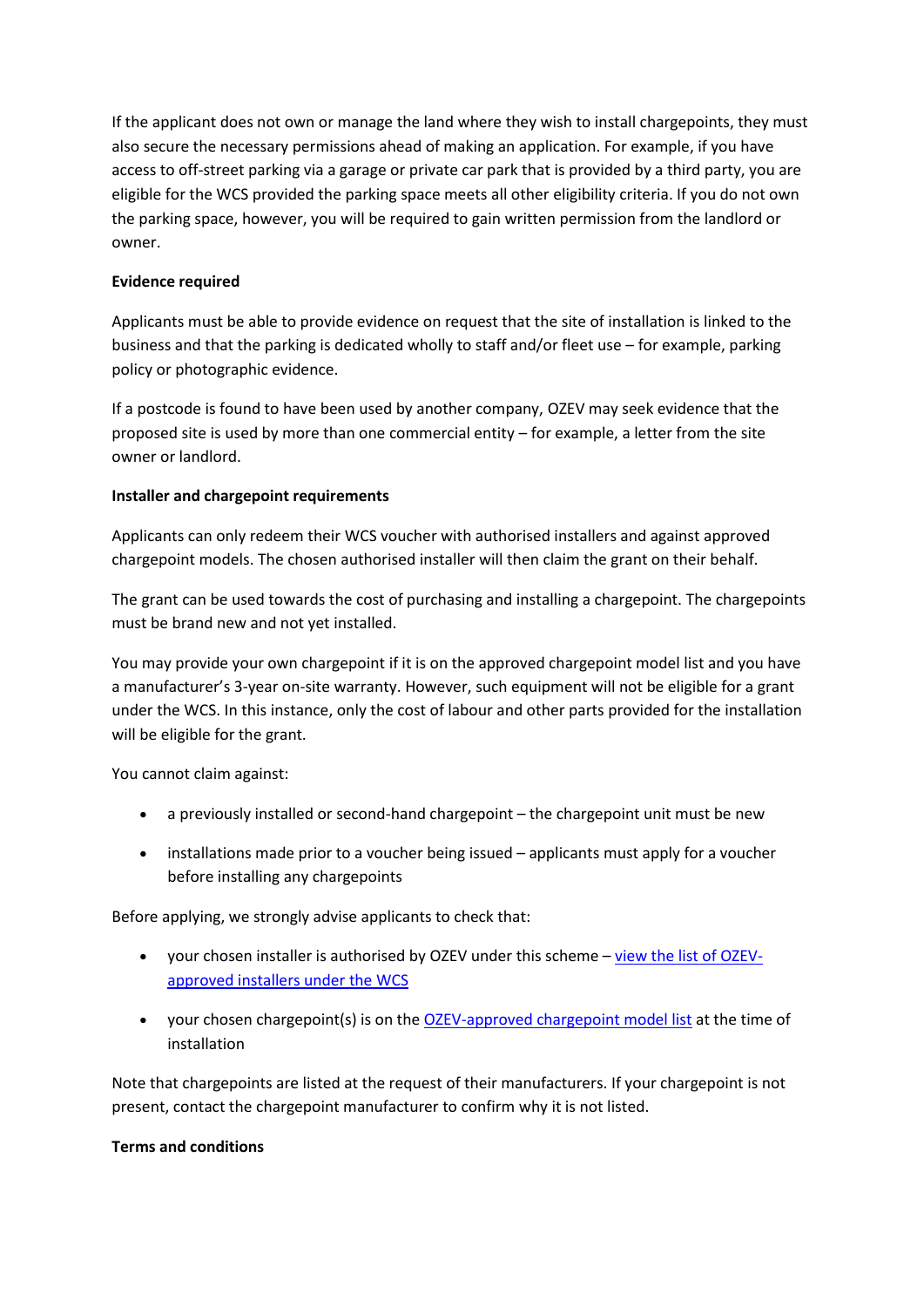If the applicant does not own or manage the land where they wish to install chargepoints, they must also secure the necessary permissions ahead of making an application. For example, if you have access to off-street parking via a garage or private car park that is provided by a third party, you are eligible for the WCS provided the parking space meets all other eligibility criteria. If you do not own the parking space, however, you will be required to gain written permission from the landlord or owner.

**Evidence required**

Applicants must be able to provide evidence on request that the site of installation is linked to the business and that the parking is dedicated wholly to staff and/or fleet use – for example, parking policy or photographic evidence.

If a postcode is found to have been used by another company, OZEV may seek evidence that the proposed site is used by more than one commercial entity – for example, a letter from the site owner or landlord.

**Installer and chargepoint requirements**

Applicants can only redeem their WCS voucher with authorised installers and against approved chargepoint models. The chosen authorised installer will then claim the grant on their behalf.

The grant can be used towards the cost of purchasing and installing a chargepoint. The chargepoints must be brand new and not yet installed.

You may provide your own chargepoint if it is on the approved chargepoint model list and you have a manufacturer's 3-year on-site warranty. However, such equipment will not be eligible for a grant under the WCS. In this instance, only the cost of labour and other parts provided for the installation will be eligible for the grant.

You cannot claim against:

- a previously installed or second-hand chargepoint – the chargepoint unit must be new
- installations made prior to a voucher being issued – applicants must apply for a voucher before installing any chargepoints

Before applying, we strongly advise applicants to check that:

- your chosen installer is authorised by OZEV under this scheme – view the list of OZEV-approved installers under the WCS
- your chosen chargepoint(s) is on the OZEV-approved chargepoint model list at the time of installation

Note that chargepoints are listed at the request of their manufacturers. If your chargepoint is not present, contact the chargepoint manufacturer to confirm why it is not listed.

**Terms and conditions**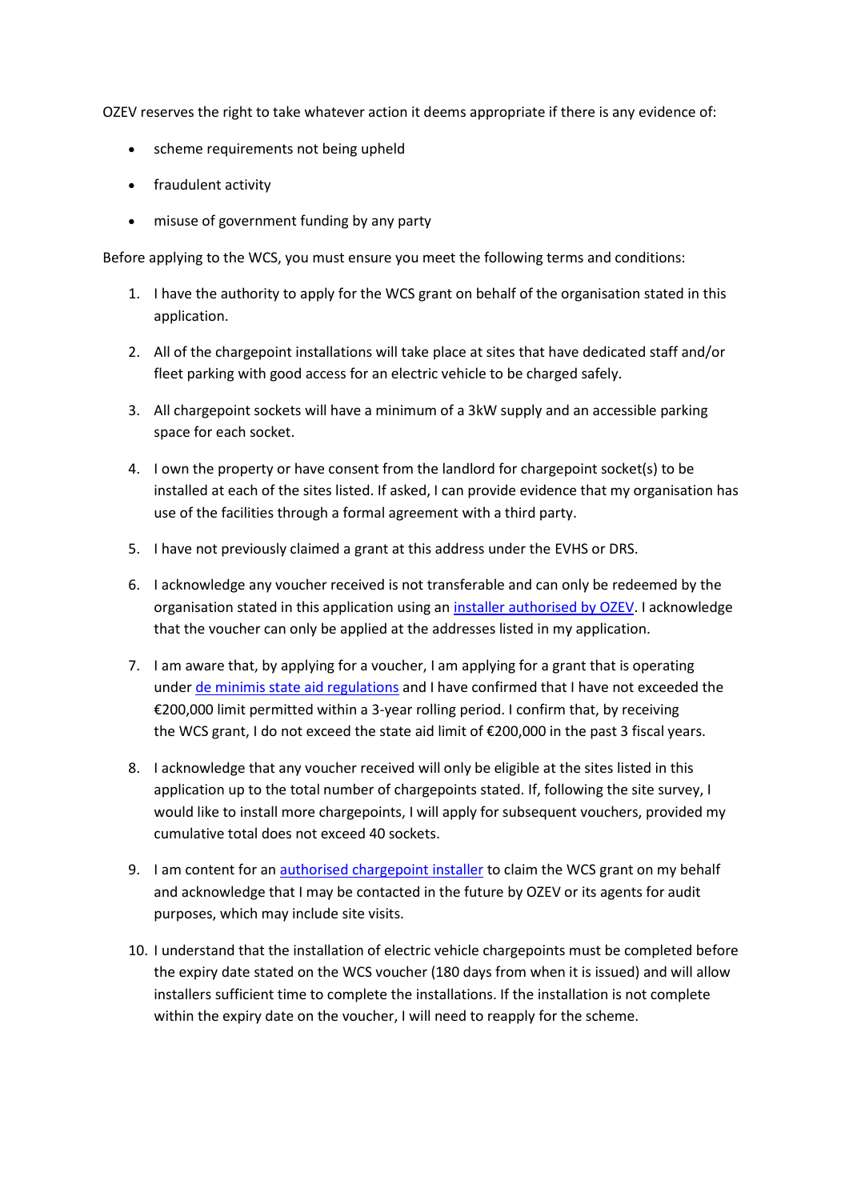OZEV reserves the right to take whatever action it deems appropriate if there is any evidence of:

- scheme requirements not being upheld
- fraudulent activity
- misuse of government funding by any party

Before applying to the WCS, you must ensure you meet the following terms and conditions:

1. I have the authority to apply for the WCS grant on behalf of the organisation stated in this application.
2. All of the chargepoint installations will take place at sites that have dedicated staff and/or fleet parking with good access for an electric vehicle to be charged safely.
3. All chargepoint sockets will have a minimum of a 3kW supply and an accessible parking space for each socket.
4. I own the property or have consent from the landlord for chargepoint socket(s) to be installed at each of the sites listed. If asked, I can provide evidence that my organisation has use of the facilities through a formal agreement with a third party.
5. I have not previously claimed a grant at this address under the EVHS or DRS.
6. I acknowledge any voucher received is not transferable and can only be redeemed by the organisation stated in this application using an installer authorised by OZEV. I acknowledge that the voucher can only be applied at the addresses listed in my application.
7. I am aware that, by applying for a voucher, I am applying for a grant that is operating under de minimis state aid regulations and I have confirmed that I have not exceeded the €200,000 limit permitted within a 3-year rolling period. I confirm that, by receiving the WCS grant, I do not exceed the state aid limit of €200,000 in the past 3 fiscal years.
8. I acknowledge that any voucher received will only be eligible at the sites listed in this application up to the total number of chargepoints stated. If, following the site survey, I would like to install more chargepoints, I will apply for subsequent vouchers, provided my cumulative total does not exceed 40 sockets.
9. I am content for an authorised chargepoint installer to claim the WCS grant on my behalf and acknowledge that I may be contacted in the future by OZEV or its agents for audit purposes, which may include site visits.
10. I understand that the installation of electric vehicle chargepoints must be completed before the expiry date stated on the WCS voucher (180 days from when it is issued) and will allow installers sufficient time to complete the installations. If the installation is not complete within the expiry date on the voucher, I will need to reapply for the scheme.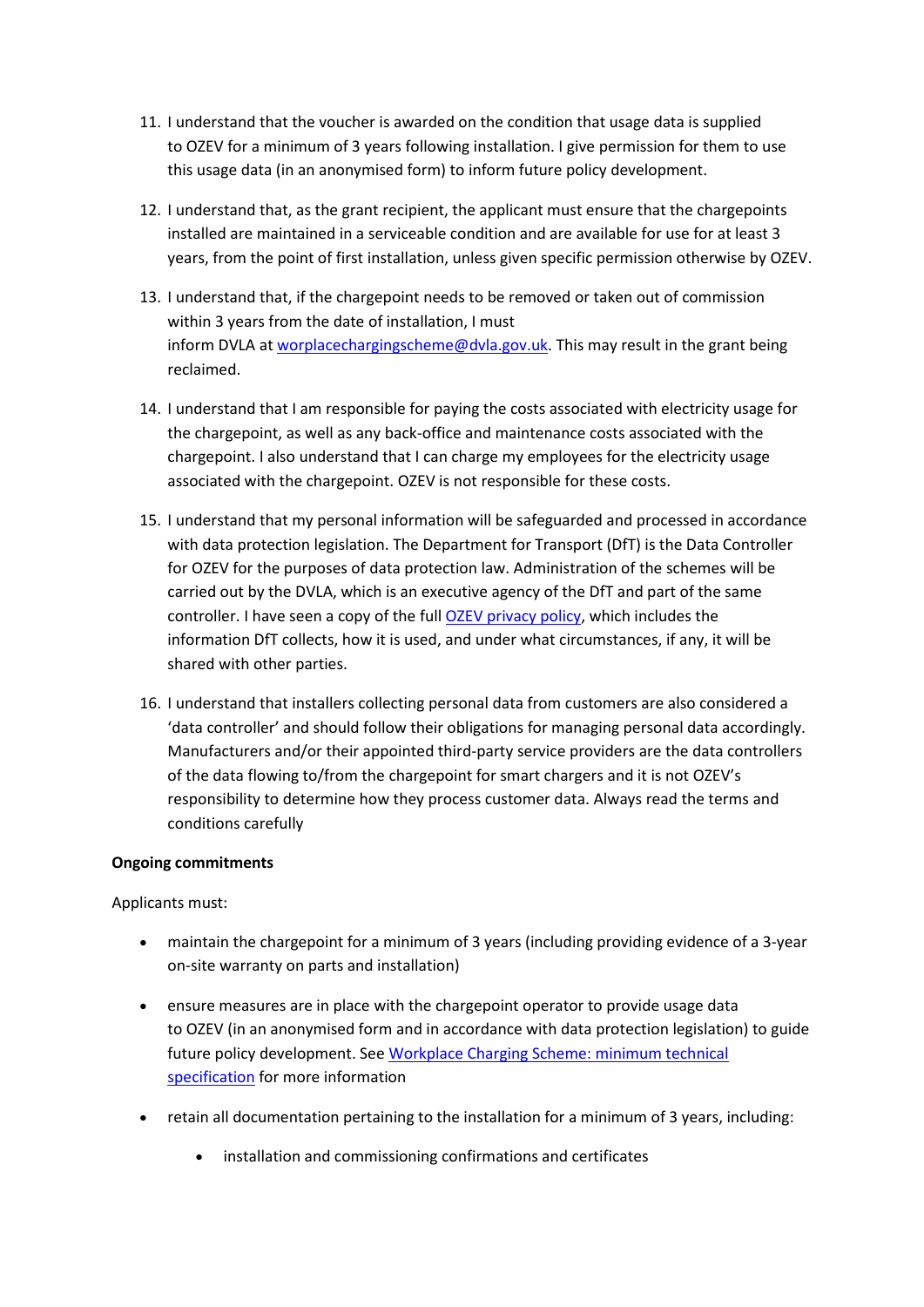11. I understand that the voucher is awarded on the condition that usage data is supplied to OZEV for a minimum of 3 years following installation. I give permission for them to use this usage data (in an anonymised form) to inform future policy development.

12. I understand that, as the grant recipient, the applicant must ensure that the chargepoints installed are maintained in a serviceable condition and are available for use for at least 3 years, from the point of first installation, unless given specific permission otherwise by OZEV.

13. I understand that, if the chargepoint needs to be removed or taken out of commission within 3 years from the date of installation, I must inform DVLA at [worplacechargingscheme@dvla.gov.uk](mailto:worplacechargingscheme@dvla.gov.uk). This may result in the grant being reclaimed.

14. I understand that I am responsible for paying the costs associated with electricity usage for the chargepoint, as well as any back-office and maintenance costs associated with the chargepoint. I also understand that I can charge my employees for the electricity usage associated with the chargepoint. OZEV is not responsible for these costs.

15. I understand that my personal information will be safeguarded and processed in accordance with data protection legislation. The Department for Transport (DfT) is the Data Controller for OZEV for the purposes of data protection law. Administration of the schemes will be carried out by the DVLA, which is an executive agency of the DfT and part of the same controller. I have seen a copy of the full [OZEV privacy policy](), which includes the information DfT collects, how it is used, and under what circumstances, if any, it will be shared with other parties.

16. I understand that installers collecting personal data from customers are also considered a 'data controller' and should follow their obligations for managing personal data accordingly. Manufacturers and/or their appointed third-party service providers are the data controllers of the data flowing to/from the chargepoint for smart chargers and it is not OZEV's responsibility to determine how they process customer data. Always read the terms and conditions carefully

**Ongoing commitments**

Applicants must:

- maintain the chargepoint for a minimum of 3 years (including providing evidence of a 3-year on-site warranty on parts and installation)
- ensure measures are in place with the chargepoint operator to provide usage data to OZEV (in an anonymised form and in accordance with data protection legislation) to guide future policy development. See [Workplace Charging Scheme: minimum technical specification]() for more information
- retain all documentation pertaining to the installation for a minimum of 3 years, including:
    - installation and commissioning confirmations and certificates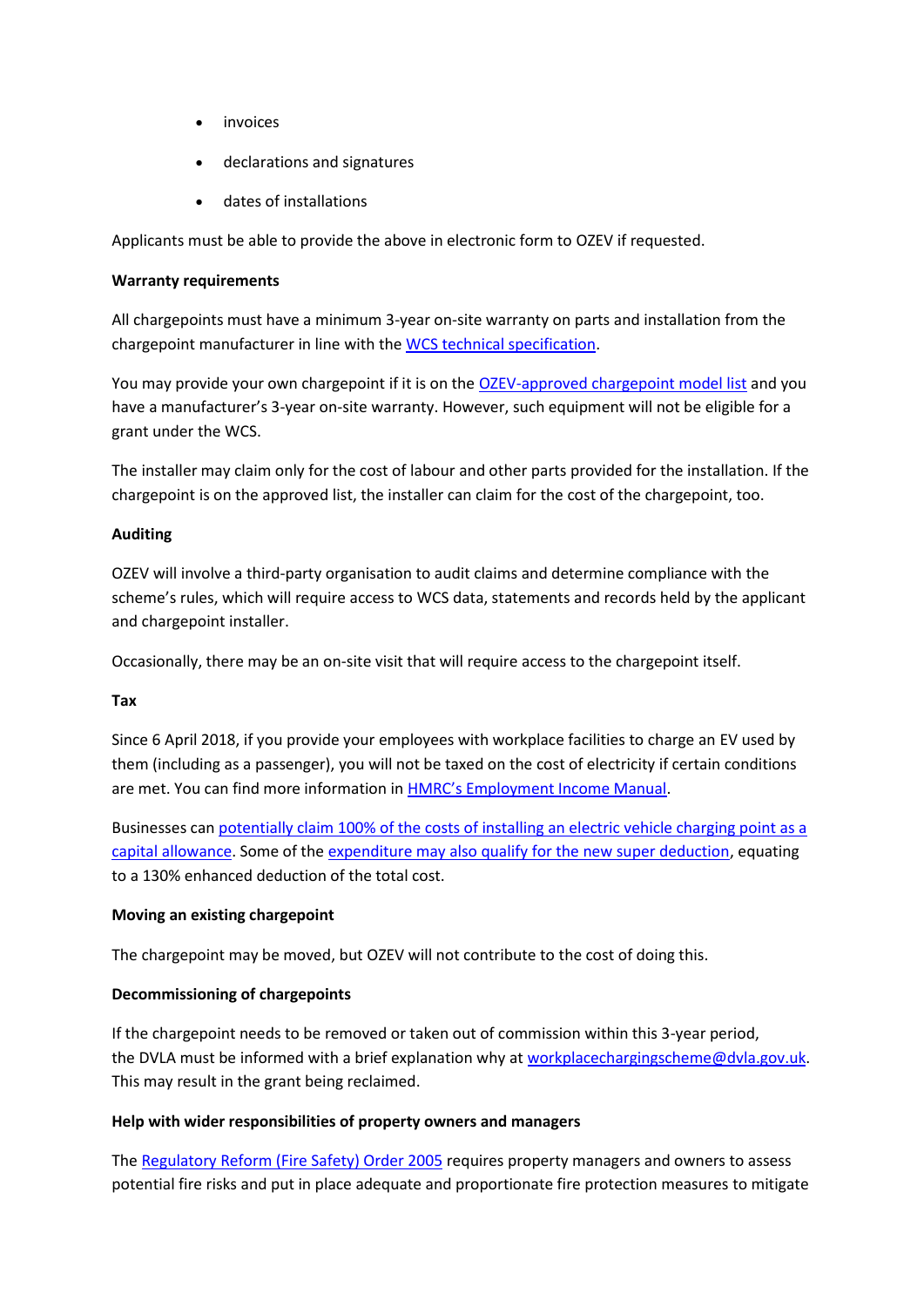- invoices
- declarations and signatures
- dates of installations

Applicants must be able to provide the above in electronic form to OZEV if requested.

**Warranty requirements**

All chargepoints must have a minimum 3-year on-site warranty on parts and installation from the chargepoint manufacturer in line with the WCS technical specification.

You may provide your own chargepoint if it is on the OZEV-approved chargepoint model list and you have a manufacturer's 3-year on-site warranty. However, such equipment will not be eligible for a grant under the WCS.

The installer may claim only for the cost of labour and other parts provided for the installation. If the chargepoint is on the approved list, the installer can claim for the cost of the chargepoint, too.

**Auditing**

OZEV will involve a third-party organisation to audit claims and determine compliance with the scheme's rules, which will require access to WCS data, statements and records held by the applicant and chargepoint installer.

Occasionally, there may be an on-site visit that will require access to the chargepoint itself.

**Tax**

Since 6 April 2018, if you provide your employees with workplace facilities to charge an EV used by them (including as a passenger), you will not be taxed on the cost of electricity if certain conditions are met. You can find more information in HMRC's Employment Income Manual.

Businesses can potentially claim 100% of the costs of installing an electric vehicle charging point as a capital allowance. Some of the expenditure may also qualify for the new super deduction, equating to a 130% enhanced deduction of the total cost.

**Moving an existing chargepoint**

The chargepoint may be moved, but OZEV will not contribute to the cost of doing this.

**Decommissioning of chargepoints**

If the chargepoint needs to be removed or taken out of commission within this 3-year period, the DVLA must be informed with a brief explanation why at workplacechargingscheme@dvla.gov.uk. This may result in the grant being reclaimed.

**Help with wider responsibilities of property owners and managers**

The Regulatory Reform (Fire Safety) Order 2005 requires property managers and owners to assess potential fire risks and put in place adequate and proportionate fire protection measures to mitigate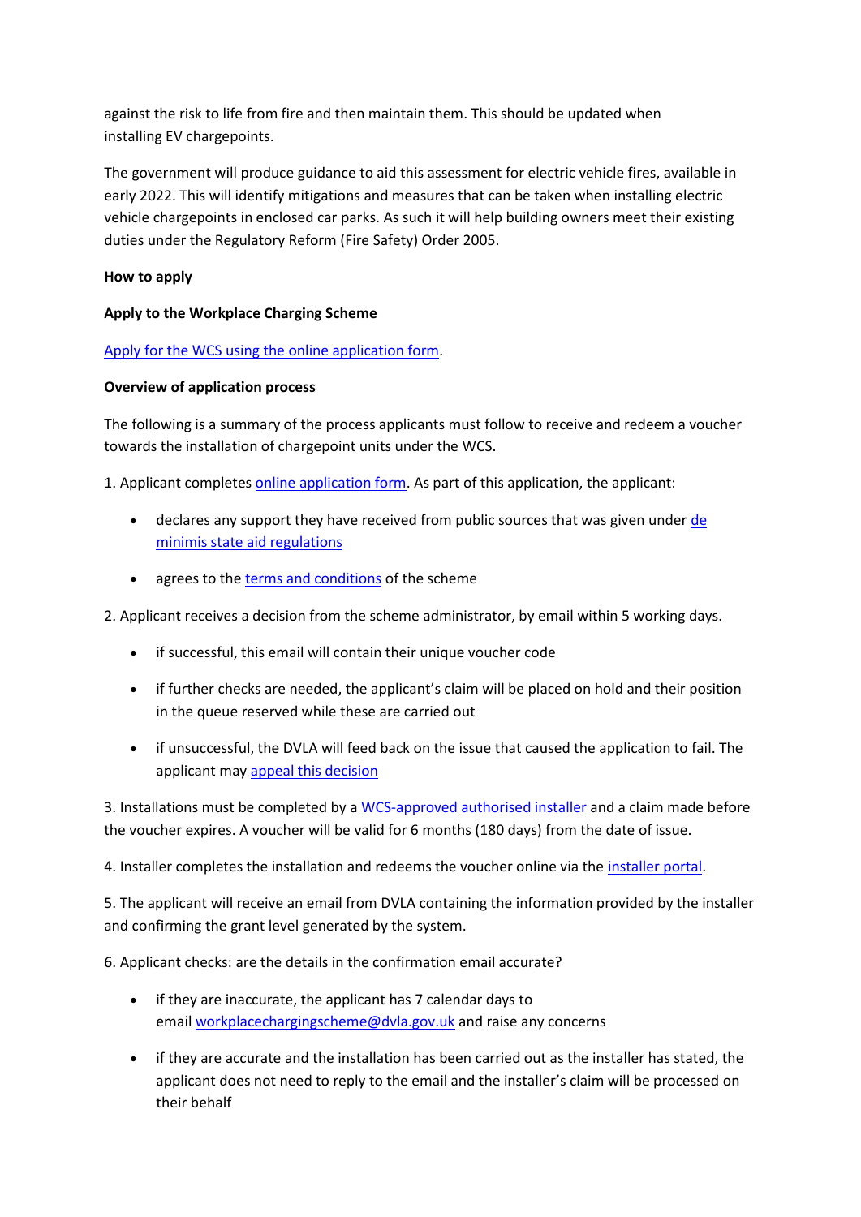against the risk to life from fire and then maintain them. This should be updated when installing EV chargepoints.

The government will produce guidance to aid this assessment for electric vehicle fires, available in early 2022. This will identify mitigations and measures that can be taken when installing electric vehicle chargepoints in enclosed car parks. As such it will help building owners meet their existing duties under the Regulatory Reform (Fire Safety) Order 2005.

## How to apply

### Apply to the Workplace Charging Scheme

Apply for the WCS using the online application form.

### Overview of application process

The following is a summary of the process applicants must follow to receive and redeem a voucher towards the installation of chargepoint units under the WCS.

1. Applicant completes online application form. As part of this application, the applicant:

- declares any support they have received from public sources that was given under de minimis state aid regulations
- agrees to the terms and conditions of the scheme

2. Applicant receives a decision from the scheme administrator, by email within 5 working days.

- if successful, this email will contain their unique voucher code
- if further checks are needed, the applicant's claim will be placed on hold and their position in the queue reserved while these are carried out
- if unsuccessful, the DVLA will feed back on the issue that caused the application to fail. The applicant may appeal this decision

3. Installations must be completed by a WCS-approved authorised installer and a claim made before the voucher expires. A voucher will be valid for 6 months (180 days) from the date of issue.

4. Installer completes the installation and redeems the voucher online via the installer portal.

5. The applicant will receive an email from DVLA containing the information provided by the installer and confirming the grant level generated by the system.

6. Applicant checks: are the details in the confirmation email accurate?

- if they are inaccurate, the applicant has 7 calendar days to email workplacechargingscheme@dvla.gov.uk and raise any concerns
- if they are accurate and the installation has been carried out as the installer has stated, the applicant does not need to reply to the email and the installer's claim will be processed on their behalf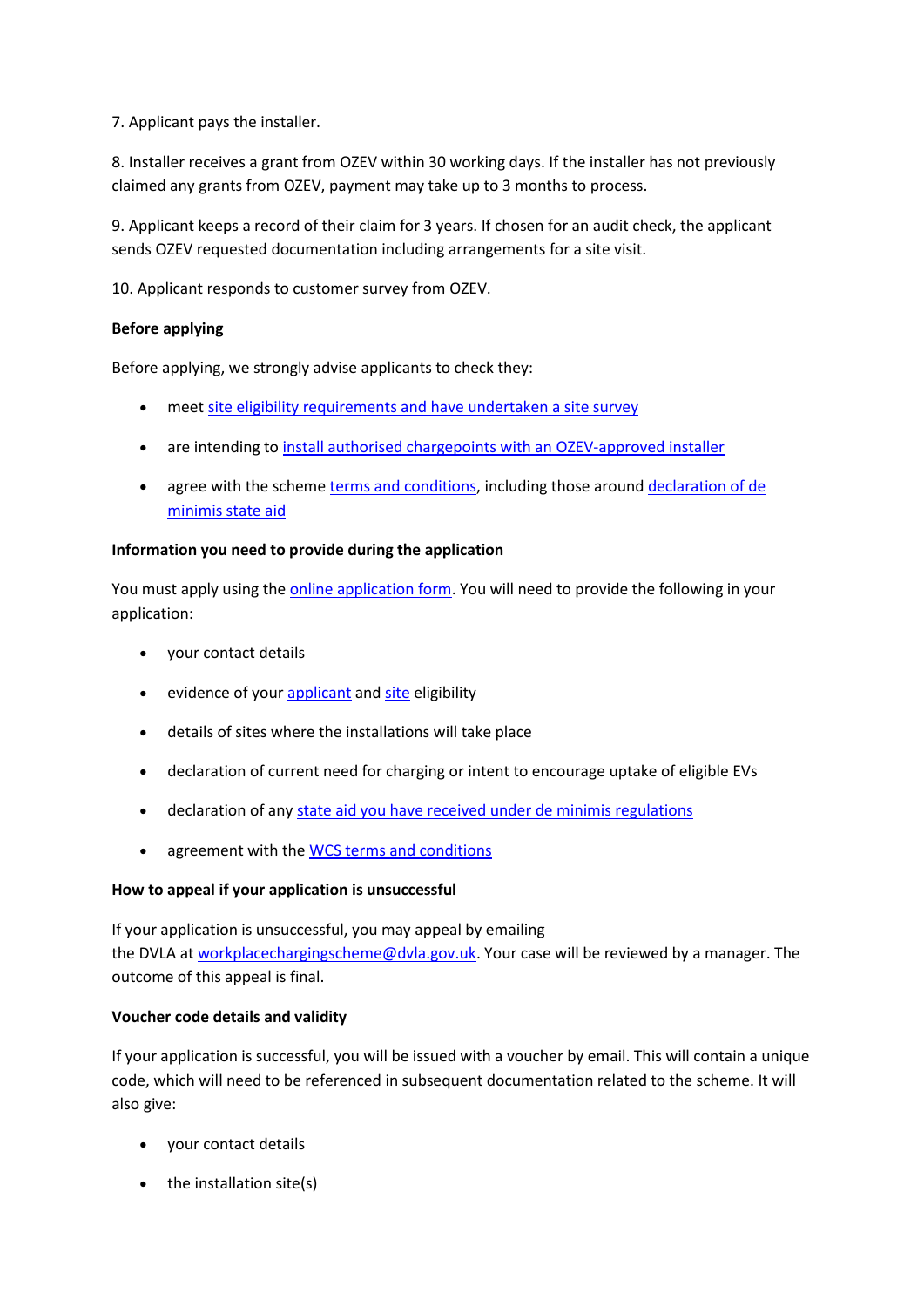7. Applicant pays the installer.

8. Installer receives a grant from OZEV within 30 working days. If the installer has not previously claimed any grants from OZEV, payment may take up to 3 months to process.

9. Applicant keeps a record of their claim for 3 years. If chosen for an audit check, the applicant sends OZEV requested documentation including arrangements for a site visit.

10. Applicant responds to customer survey from OZEV.

**Before applying**

Before applying, we strongly advise applicants to check they:

- meet site eligibility requirements and have undertaken a site survey
- are intending to install authorised chargepoints with an OZEV-approved installer
- agree with the scheme terms and conditions, including those around declaration of de minimis state aid

**Information you need to provide during the application**

You must apply using the online application form. You will need to provide the following in your application:

- your contact details
- evidence of your applicant and site eligibility
- details of sites where the installations will take place
- declaration of current need for charging or intent to encourage uptake of eligible EVs
- declaration of any state aid you have received under de minimis regulations
- agreement with the WCS terms and conditions

**How to appeal if your application is unsuccessful**

If your application is unsuccessful, you may appeal by emailing the DVLA at workplacechargingscheme@dvla.gov.uk. Your case will be reviewed by a manager. The outcome of this appeal is final.

**Voucher code details and validity**

If your application is successful, you will be issued with a voucher by email. This will contain a unique code, which will need to be referenced in subsequent documentation related to the scheme. It will also give:

- your contact details
- the installation site(s)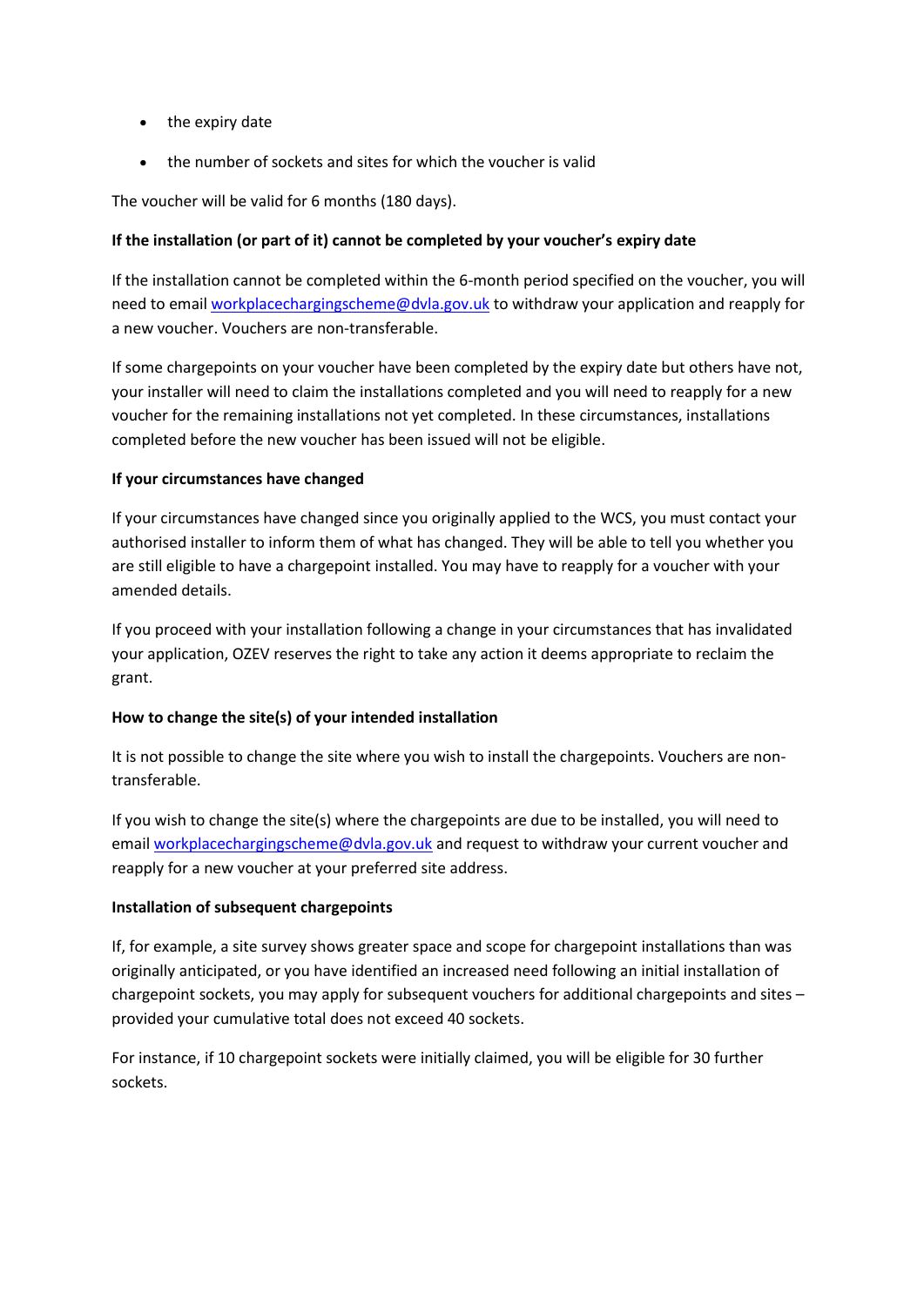- the expiry date
- the number of sockets and sites for which the voucher is valid

The voucher will be valid for 6 months (180 days).

**If the installation (or part of it) cannot be completed by your voucher's expiry date**

If the installation cannot be completed within the 6-month period specified on the voucher, you will need to email [workplacechargingscheme@dvla.gov.uk](mailto:workplacechargingscheme@dvla.gov.uk) to withdraw your application and reapply for a new voucher. Vouchers are non-transferable.

If some chargepoints on your voucher have been completed by the expiry date but others have not, your installer will need to claim the installations completed and you will need to reapply for a new voucher for the remaining installations not yet completed. In these circumstances, installations completed before the new voucher has been issued will not be eligible.

**If your circumstances have changed**

If your circumstances have changed since you originally applied to the WCS, you must contact your authorised installer to inform them of what has changed. They will be able to tell you whether you are still eligible to have a chargepoint installed. You may have to reapply for a voucher with your amended details.

If you proceed with your installation following a change in your circumstances that has invalidated your application, OZEV reserves the right to take any action it deems appropriate to reclaim the grant.

**How to change the site(s) of your intended installation**

It is not possible to change the site where you wish to install the chargepoints. Vouchers are non-transferable.

If you wish to change the site(s) where the chargepoints are due to be installed, you will need to email [workplacechargingscheme@dvla.gov.uk](mailto:workplacechargingscheme@dvla.gov.uk) and request to withdraw your current voucher and reapply for a new voucher at your preferred site address.

**Installation of subsequent chargepoints**

If, for example, a site survey shows greater space and scope for chargepoint installations than was originally anticipated, or you have identified an increased need following an initial installation of chargepoint sockets, you may apply for subsequent vouchers for additional chargepoints and sites – provided your cumulative total does not exceed 40 sockets.

For instance, if 10 chargepoint sockets were initially claimed, you will be eligible for 30 further sockets.